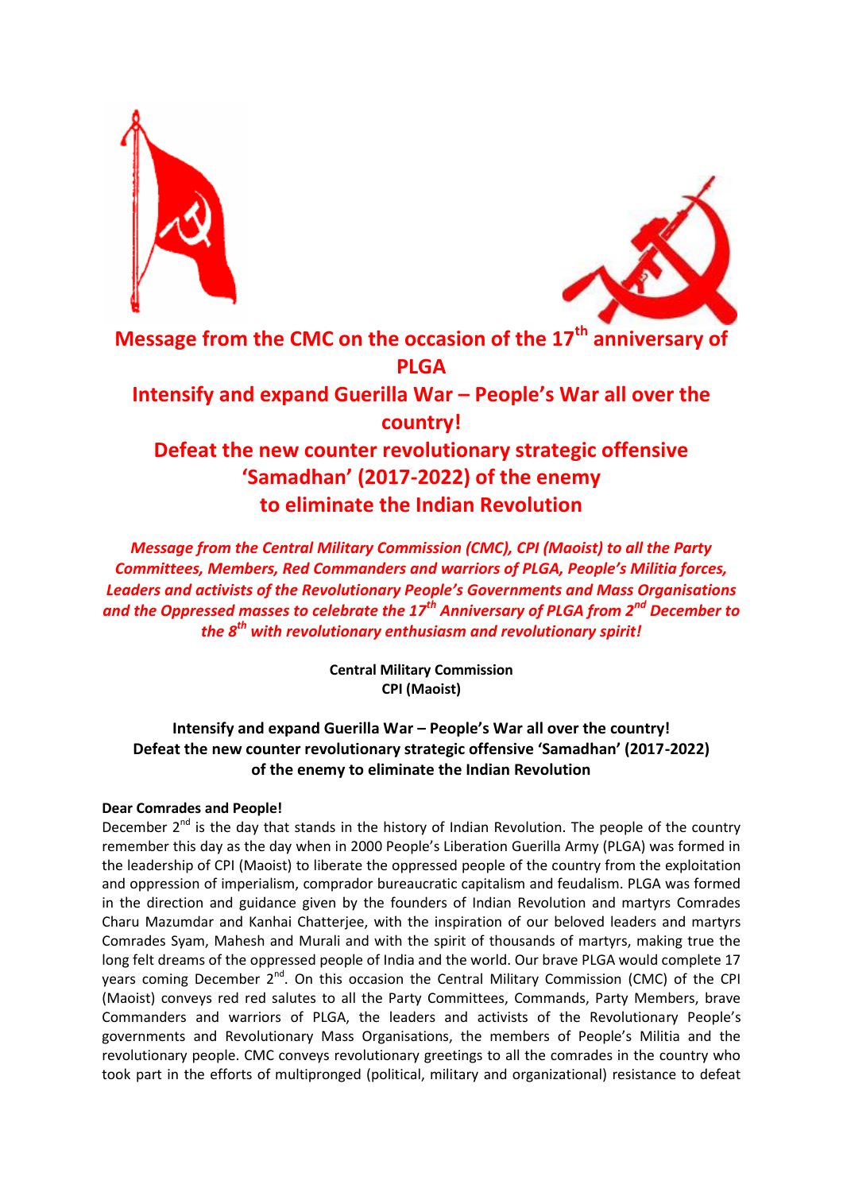# Message from the CMC on the occasion of the 17th anniversary of PLGA

# Intensify and expand Guerilla War – People's War all over the country!

# Defeat the new counter revolutionary strategic offensive 'Samadhan' (2017-2022) of the enemy to eliminate the Indian Revolution

***Message from the Central Military Commission (CMC), CPI (Maoist) to all the Party Committees, Members, Red Commanders and warriors of PLGA, People's Militia forces, Leaders and activists of the Revolutionary People's Governments and Mass Organisations and the Oppressed masses to celebrate the 17th Anniversary of PLGA from 2nd December to the 8th with revolutionary enthusiasm and revolutionary spirit!***

**Central Military Commission**
**CPI (Maoist)**

**Intensify and expand Guerilla War – People's War all over the country!**
**Defeat the new counter revolutionary strategic offensive 'Samadhan' (2017-2022) of the enemy to eliminate the Indian Revolution**

**Dear Comrades and People!**

December 2nd is the day that stands in the history of Indian Revolution. The people of the country remember this day as the day when in 2000 People's Liberation Guerilla Army (PLGA) was formed in the leadership of CPI (Maoist) to liberate the oppressed people of the country from the exploitation and oppression of imperialism, comprador bureaucratic capitalism and feudalism. PLGA was formed in the direction and guidance given by the founders of Indian Revolution and martyrs Comrades Charu Mazumdar and Kanhai Chatterjee, with the inspiration of our beloved leaders and martyrs Comrades Syam, Mahesh and Murali and with the spirit of thousands of martyrs, making true the long felt dreams of the oppressed people of India and the world. Our brave PLGA would complete 17 years coming December 2nd. On this occasion the Central Military Commission (CMC) of the CPI (Maoist) conveys red red salutes to all the Party Committees, Commands, Party Members, brave Commanders and warriors of PLGA, the leaders and activists of the Revolutionary People's governments and Revolutionary Mass Organisations, the members of People's Militia and the revolutionary people. CMC conveys revolutionary greetings to all the comrades in the country who took part in the efforts of multipronged (political, military and organizational) resistance to defeat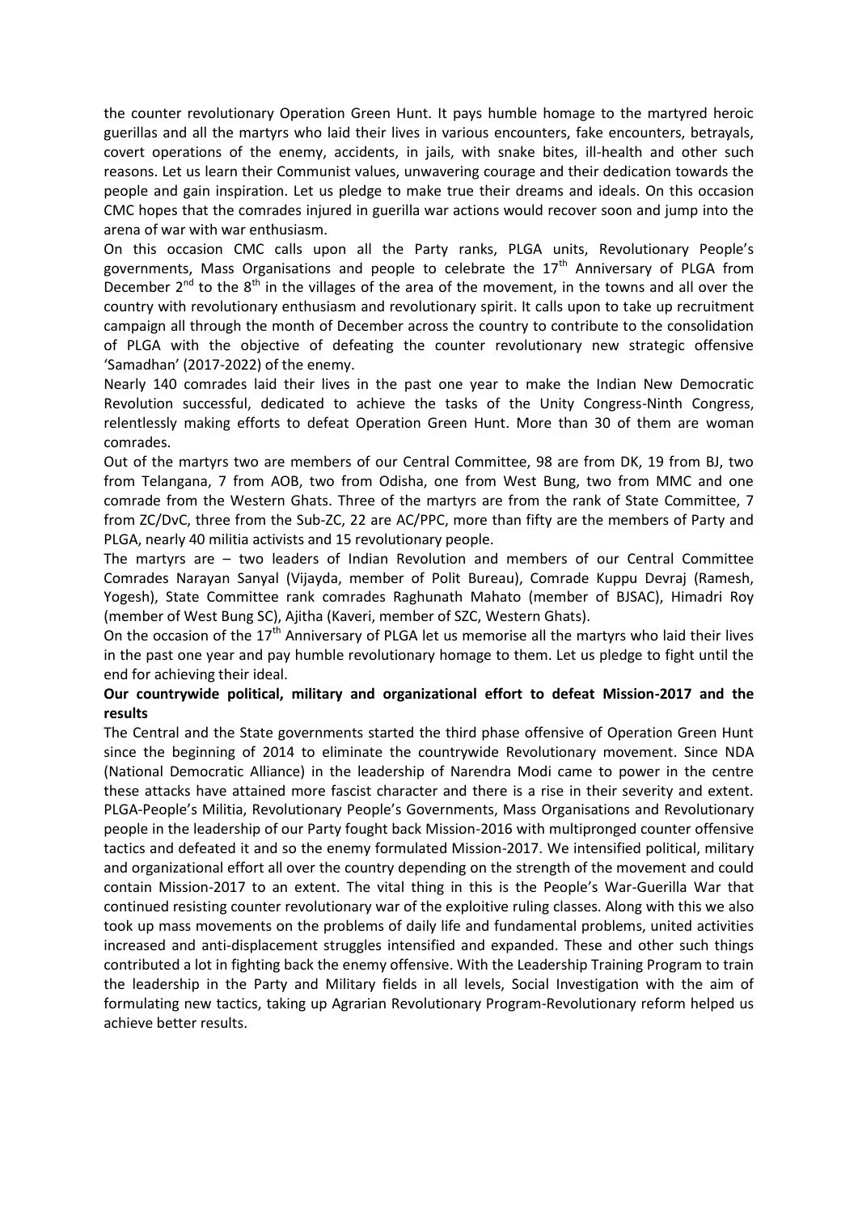the counter revolutionary Operation Green Hunt. It pays humble homage to the martyred heroic guerillas and all the martyrs who laid their lives in various encounters, fake encounters, betrayals, covert operations of the enemy, accidents, in jails, with snake bites, ill-health and other such reasons. Let us learn their Communist values, unwavering courage and their dedication towards the people and gain inspiration. Let us pledge to make true their dreams and ideals. On this occasion CMC hopes that the comrades injured in guerilla war actions would recover soon and jump into the arena of war with war enthusiasm.

On this occasion CMC calls upon all the Party ranks, PLGA units, Revolutionary People's governments, Mass Organisations and people to celebrate the 17th Anniversary of PLGA from December 2nd to the 8th in the villages of the area of the movement, in the towns and all over the country with revolutionary enthusiasm and revolutionary spirit. It calls upon to take up recruitment campaign all through the month of December across the country to contribute to the consolidation of PLGA with the objective of defeating the counter revolutionary new strategic offensive 'Samadhan' (2017-2022) of the enemy.

Nearly 140 comrades laid their lives in the past one year to make the Indian New Democratic Revolution successful, dedicated to achieve the tasks of the Unity Congress-Ninth Congress, relentlessly making efforts to defeat Operation Green Hunt. More than 30 of them are woman comrades.

Out of the martyrs two are members of our Central Committee, 98 are from DK, 19 from BJ, two from Telangana, 7 from AOB, two from Odisha, one from West Bung, two from MMC and one comrade from the Western Ghats. Three of the martyrs are from the rank of State Committee, 7 from ZC/DvC, three from the Sub-ZC, 22 are AC/PPC, more than fifty are the members of Party and PLGA, nearly 40 militia activists and 15 revolutionary people.

The martyrs are – two leaders of Indian Revolution and members of our Central Committee Comrades Narayan Sanyal (Vijayda, member of Polit Bureau), Comrade Kuppu Devraj (Ramesh, Yogesh), State Committee rank comrades Raghunath Mahato (member of BJSAC), Himadri Roy (member of West Bung SC), Ajitha (Kaveri, member of SZC, Western Ghats).

On the occasion of the 17th Anniversary of PLGA let us memorise all the martyrs who laid their lives in the past one year and pay humble revolutionary homage to them. Let us pledge to fight until the end for achieving their ideal.

**Our countrywide political, military and organizational effort to defeat Mission-2017 and the results**

The Central and the State governments started the third phase offensive of Operation Green Hunt since the beginning of 2014 to eliminate the countrywide Revolutionary movement. Since NDA (National Democratic Alliance) in the leadership of Narendra Modi came to power in the centre these attacks have attained more fascist character and there is a rise in their severity and extent. PLGA-People's Militia, Revolutionary People's Governments, Mass Organisations and Revolutionary people in the leadership of our Party fought back Mission-2016 with multipronged counter offensive tactics and defeated it and so the enemy formulated Mission-2017. We intensified political, military and organizational effort all over the country depending on the strength of the movement and could contain Mission-2017 to an extent. The vital thing in this is the People's War-Guerilla War that continued resisting counter revolutionary war of the exploitive ruling classes. Along with this we also took up mass movements on the problems of daily life and fundamental problems, united activities increased and anti-displacement struggles intensified and expanded. These and other such things contributed a lot in fighting back the enemy offensive. With the Leadership Training Program to train the leadership in the Party and Military fields in all levels, Social Investigation with the aim of formulating new tactics, taking up Agrarian Revolutionary Program-Revolutionary reform helped us achieve better results.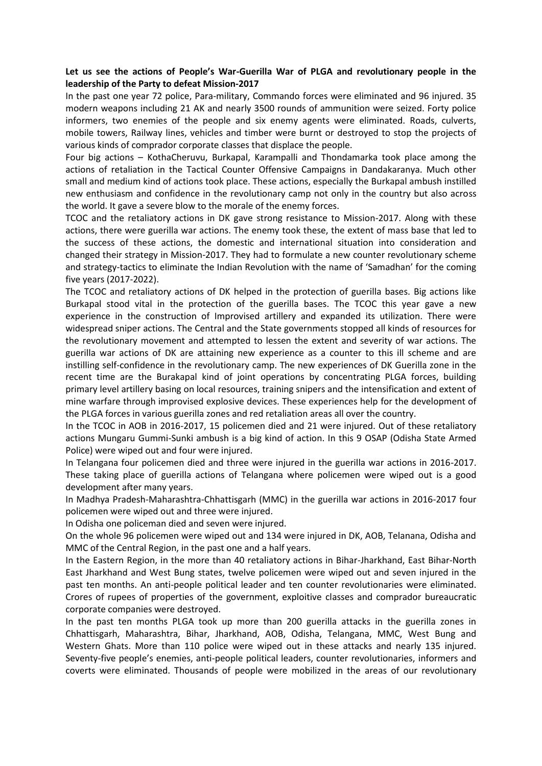**Let us see the actions of People's War-Guerilla War of PLGA and revolutionary people in the leadership of the Party to defeat Mission-2017**

In the past one year 72 police, Para-military, Commando forces were eliminated and 96 injured. 35 modern weapons including 21 AK and nearly 3500 rounds of ammunition were seized. Forty police informers, two enemies of the people and six enemy agents were eliminated. Roads, culverts, mobile towers, Railway lines, vehicles and timber were burnt or destroyed to stop the projects of various kinds of comprador corporate classes that displace the people.

Four big actions – KothaCheruvu, Burkapal, Karampalli and Thondamarka took place among the actions of retaliation in the Tactical Counter Offensive Campaigns in Dandakaranya. Much other small and medium kind of actions took place. These actions, especially the Burkapal ambush instilled new enthusiasm and confidence in the revolutionary camp not only in the country but also across the world. It gave a severe blow to the morale of the enemy forces.

TCOC and the retaliatory actions in DK gave strong resistance to Mission-2017. Along with these actions, there were guerilla war actions. The enemy took these, the extent of mass base that led to the success of these actions, the domestic and international situation into consideration and changed their strategy in Mission-2017. They had to formulate a new counter revolutionary scheme and strategy-tactics to eliminate the Indian Revolution with the name of 'Samadhan' for the coming five years (2017-2022).

The TCOC and retaliatory actions of DK helped in the protection of guerilla bases. Big actions like Burkapal stood vital in the protection of the guerilla bases. The TCOC this year gave a new experience in the construction of Improvised artillery and expanded its utilization. There were widespread sniper actions. The Central and the State governments stopped all kinds of resources for the revolutionary movement and attempted to lessen the extent and severity of war actions. The guerilla war actions of DK are attaining new experience as a counter to this ill scheme and are instilling self-confidence in the revolutionary camp. The new experiences of DK Guerilla zone in the recent time are the Burakapal kind of joint operations by concentrating PLGA forces, building primary level artillery basing on local resources, training snipers and the intensification and extent of mine warfare through improvised explosive devices. These experiences help for the development of the PLGA forces in various guerilla zones and red retaliation areas all over the country.

In the TCOC in AOB in 2016-2017, 15 policemen died and 21 were injured. Out of these retaliatory actions Mungaru Gummi-Sunki ambush is a big kind of action. In this 9 OSAP (Odisha State Armed Police) were wiped out and four were injured.

In Telangana four policemen died and three were injured in the guerilla war actions in 2016-2017. These taking place of guerilla actions of Telangana where policemen were wiped out is a good development after many years.

In Madhya Pradesh-Maharashtra-Chhattisgarh (MMC) in the guerilla war actions in 2016-2017 four policemen were wiped out and three were injured.

In Odisha one policeman died and seven were injured.

On the whole 96 policemen were wiped out and 134 were injured in DK, AOB, Telanana, Odisha and MMC of the Central Region, in the past one and a half years.

In the Eastern Region, in the more than 40 retaliatory actions in Bihar-Jharkhand, East Bihar-North East Jharkhand and West Bung states, twelve policemen were wiped out and seven injured in the past ten months. An anti-people political leader and ten counter revolutionaries were eliminated. Crores of rupees of properties of the government, exploitive classes and comprador bureaucratic corporate companies were destroyed.

In the past ten months PLGA took up more than 200 guerilla attacks in the guerilla zones in Chhattisgarh, Maharashtra, Bihar, Jharkhand, AOB, Odisha, Telangana, MMC, West Bung and Western Ghats. More than 110 police were wiped out in these attacks and nearly 135 injured. Seventy-five people's enemies, anti-people political leaders, counter revolutionaries, informers and coverts were eliminated. Thousands of people were mobilized in the areas of our revolutionary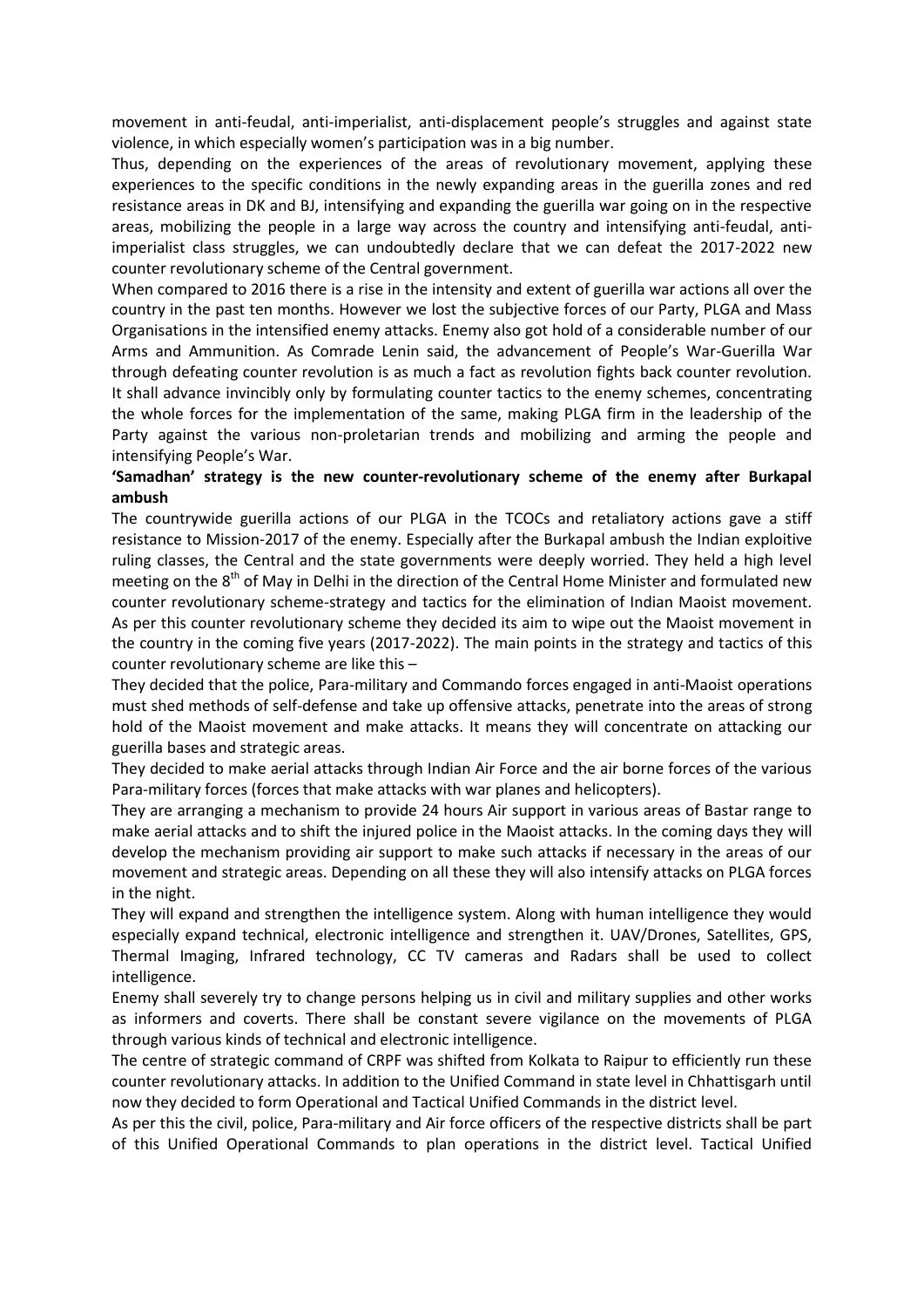movement in anti-feudal, anti-imperialist, anti-displacement people's struggles and against state violence, in which especially women's participation was in a big number.

Thus, depending on the experiences of the areas of revolutionary movement, applying these experiences to the specific conditions in the newly expanding areas in the guerilla zones and red resistance areas in DK and BJ, intensifying and expanding the guerilla war going on in the respective areas, mobilizing the people in a large way across the country and intensifying anti-feudal, anti-imperialist class struggles, we can undoubtedly declare that we can defeat the 2017-2022 new counter revolutionary scheme of the Central government.

When compared to 2016 there is a rise in the intensity and extent of guerilla war actions all over the country in the past ten months. However we lost the subjective forces of our Party, PLGA and Mass Organisations in the intensified enemy attacks. Enemy also got hold of a considerable number of our Arms and Ammunition. As Comrade Lenin said, the advancement of People's War-Guerilla War through defeating counter revolution is as much a fact as revolution fights back counter revolution. It shall advance invincibly only by formulating counter tactics to the enemy schemes, concentrating the whole forces for the implementation of the same, making PLGA firm in the leadership of the Party against the various non-proletarian trends and mobilizing and arming the people and intensifying People's War.

**'Samadhan' strategy is the new counter-revolutionary scheme of the enemy after Burkapal ambush**

The countrywide guerilla actions of our PLGA in the TCOCs and retaliatory actions gave a stiff resistance to Mission-2017 of the enemy. Especially after the Burkapal ambush the Indian exploitive ruling classes, the Central and the state governments were deeply worried. They held a high level meeting on the 8th of May in Delhi in the direction of the Central Home Minister and formulated new counter revolutionary scheme-strategy and tactics for the elimination of Indian Maoist movement. As per this counter revolutionary scheme they decided its aim to wipe out the Maoist movement in the country in the coming five years (2017-2022). The main points in the strategy and tactics of this counter revolutionary scheme are like this –

They decided that the police, Para-military and Commando forces engaged in anti-Maoist operations must shed methods of self-defense and take up offensive attacks, penetrate into the areas of strong hold of the Maoist movement and make attacks. It means they will concentrate on attacking our guerilla bases and strategic areas.

They decided to make aerial attacks through Indian Air Force and the air borne forces of the various Para-military forces (forces that make attacks with war planes and helicopters).

They are arranging a mechanism to provide 24 hours Air support in various areas of Bastar range to make aerial attacks and to shift the injured police in the Maoist attacks. In the coming days they will develop the mechanism providing air support to make such attacks if necessary in the areas of our movement and strategic areas. Depending on all these they will also intensify attacks on PLGA forces in the night.

They will expand and strengthen the intelligence system. Along with human intelligence they would especially expand technical, electronic intelligence and strengthen it. UAV/Drones, Satellites, GPS, Thermal Imaging, Infrared technology, CC TV cameras and Radars shall be used to collect intelligence.

Enemy shall severely try to change persons helping us in civil and military supplies and other works as informers and coverts. There shall be constant severe vigilance on the movements of PLGA through various kinds of technical and electronic intelligence.

The centre of strategic command of CRPF was shifted from Kolkata to Raipur to efficiently run these counter revolutionary attacks. In addition to the Unified Command in state level in Chhattisgarh until now they decided to form Operational and Tactical Unified Commands in the district level.

As per this the civil, police, Para-military and Air force officers of the respective districts shall be part of this Unified Operational Commands to plan operations in the district level. Tactical Unified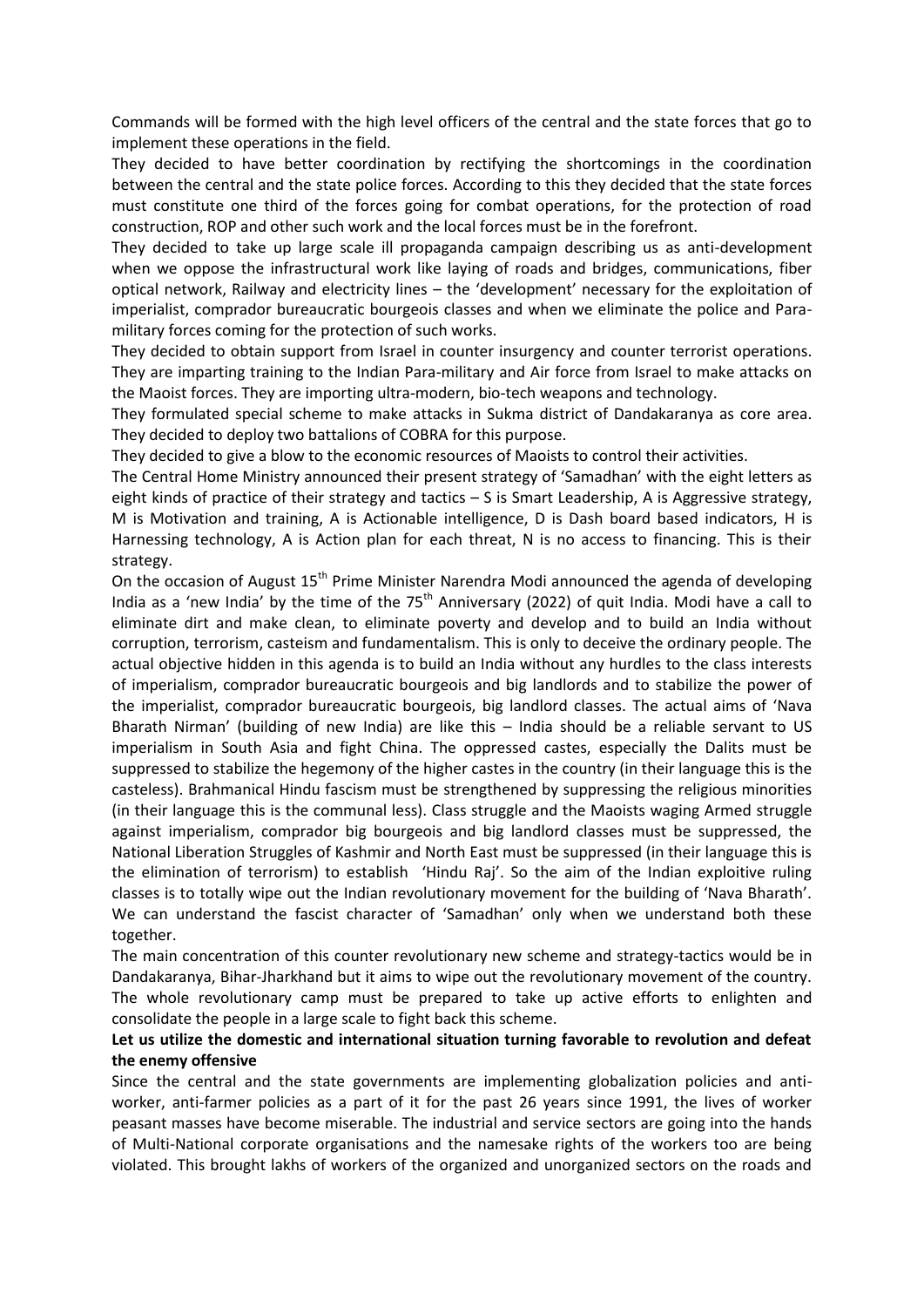Commands will be formed with the high level officers of the central and the state forces that go to implement these operations in the field.

They decided to have better coordination by rectifying the shortcomings in the coordination between the central and the state police forces. According to this they decided that the state forces must constitute one third of the forces going for combat operations, for the protection of road construction, ROP and other such work and the local forces must be in the forefront.

They decided to take up large scale ill propaganda campaign describing us as anti-development when we oppose the infrastructural work like laying of roads and bridges, communications, fiber optical network, Railway and electricity lines – the 'development' necessary for the exploitation of imperialist, comprador bureaucratic bourgeois classes and when we eliminate the police and Para-military forces coming for the protection of such works.

They decided to obtain support from Israel in counter insurgency and counter terrorist operations. They are imparting training to the Indian Para-military and Air force from Israel to make attacks on the Maoist forces. They are importing ultra-modern, bio-tech weapons and technology.

They formulated special scheme to make attacks in Sukma district of Dandakaranya as core area. They decided to deploy two battalions of COBRA for this purpose.

They decided to give a blow to the economic resources of Maoists to control their activities.

The Central Home Ministry announced their present strategy of 'Samadhan' with the eight letters as eight kinds of practice of their strategy and tactics – S is Smart Leadership, A is Aggressive strategy, M is Motivation and training, A is Actionable intelligence, D is Dash board based indicators, H is Harnessing technology, A is Action plan for each threat, N is no access to financing. This is their strategy.

On the occasion of August 15th Prime Minister Narendra Modi announced the agenda of developing India as a 'new India' by the time of the 75th Anniversary (2022) of quit India. Modi have a call to eliminate dirt and make clean, to eliminate poverty and develop and to build an India without corruption, terrorism, casteism and fundamentalism. This is only to deceive the ordinary people. The actual objective hidden in this agenda is to build an India without any hurdles to the class interests of imperialism, comprador bureaucratic bourgeois and big landlords and to stabilize the power of the imperialist, comprador bureaucratic bourgeois, big landlord classes. The actual aims of 'Nava Bharath Nirman' (building of new India) are like this – India should be a reliable servant to US imperialism in South Asia and fight China. The oppressed castes, especially the Dalits must be suppressed to stabilize the hegemony of the higher castes in the country (in their language this is the casteless). Brahmanical Hindu fascism must be strengthened by suppressing the religious minorities (in their language this is the communal less). Class struggle and the Maoists waging Armed struggle against imperialism, comprador big bourgeois and big landlord classes must be suppressed, the National Liberation Struggles of Kashmir and North East must be suppressed (in their language this is the elimination of terrorism) to establish 'Hindu Raj'. So the aim of the Indian exploitive ruling classes is to totally wipe out the Indian revolutionary movement for the building of 'Nava Bharath'. We can understand the fascist character of 'Samadhan' only when we understand both these together.

The main concentration of this counter revolutionary new scheme and strategy-tactics would be in Dandakaranya, Bihar-Jharkhand but it aims to wipe out the revolutionary movement of the country. The whole revolutionary camp must be prepared to take up active efforts to enlighten and consolidate the people in a large scale to fight back this scheme.

**Let us utilize the domestic and international situation turning favorable to revolution and defeat the enemy offensive**

Since the central and the state governments are implementing globalization policies and anti-worker, anti-farmer policies as a part of it for the past 26 years since 1991, the lives of worker peasant masses have become miserable. The industrial and service sectors are going into the hands of Multi-National corporate organisations and the namesake rights of the workers too are being violated. This brought lakhs of workers of the organized and unorganized sectors on the roads and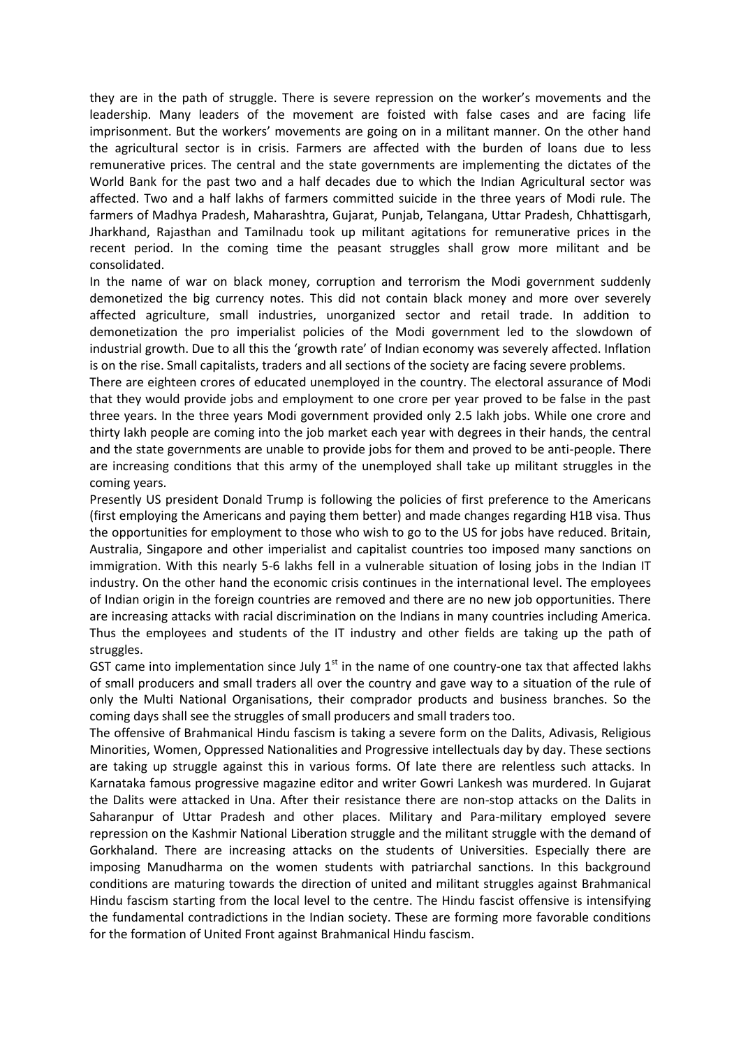they are in the path of struggle. There is severe repression on the worker's movements and the leadership. Many leaders of the movement are foisted with false cases and are facing life imprisonment. But the workers' movements are going on in a militant manner. On the other hand the agricultural sector is in crisis. Farmers are affected with the burden of loans due to less remunerative prices. The central and the state governments are implementing the dictates of the World Bank for the past two and a half decades due to which the Indian Agricultural sector was affected. Two and a half lakhs of farmers committed suicide in the three years of Modi rule. The farmers of Madhya Pradesh, Maharashtra, Gujarat, Punjab, Telangana, Uttar Pradesh, Chhattisgarh, Jharkhand, Rajasthan and Tamilnadu took up militant agitations for remunerative prices in the recent period. In the coming time the peasant struggles shall grow more militant and be consolidated.

In the name of war on black money, corruption and terrorism the Modi government suddenly demonetized the big currency notes. This did not contain black money and more over severely affected agriculture, small industries, unorganized sector and retail trade. In addition to demonetization the pro imperialist policies of the Modi government led to the slowdown of industrial growth. Due to all this the 'growth rate' of Indian economy was severely affected. Inflation is on the rise. Small capitalists, traders and all sections of the society are facing severe problems.

There are eighteen crores of educated unemployed in the country. The electoral assurance of Modi that they would provide jobs and employment to one crore per year proved to be false in the past three years. In the three years Modi government provided only 2.5 lakh jobs. While one crore and thirty lakh people are coming into the job market each year with degrees in their hands, the central and the state governments are unable to provide jobs for them and proved to be anti-people. There are increasing conditions that this army of the unemployed shall take up militant struggles in the coming years.

Presently US president Donald Trump is following the policies of first preference to the Americans (first employing the Americans and paying them better) and made changes regarding H1B visa. Thus the opportunities for employment to those who wish to go to the US for jobs have reduced. Britain, Australia, Singapore and other imperialist and capitalist countries too imposed many sanctions on immigration. With this nearly 5-6 lakhs fell in a vulnerable situation of losing jobs in the Indian IT industry. On the other hand the economic crisis continues in the international level. The employees of Indian origin in the foreign countries are removed and there are no new job opportunities. There are increasing attacks with racial discrimination on the Indians in many countries including America. Thus the employees and students of the IT industry and other fields are taking up the path of struggles.

GST came into implementation since July 1st in the name of one country-one tax that affected lakhs of small producers and small traders all over the country and gave way to a situation of the rule of only the Multi National Organisations, their comprador products and business branches. So the coming days shall see the struggles of small producers and small traders too.

The offensive of Brahmanical Hindu fascism is taking a severe form on the Dalits, Adivasis, Religious Minorities, Women, Oppressed Nationalities and Progressive intellectuals day by day. These sections are taking up struggle against this in various forms. Of late there are relentless such attacks. In Karnataka famous progressive magazine editor and writer Gowri Lankesh was murdered. In Gujarat the Dalits were attacked in Una. After their resistance there are non-stop attacks on the Dalits in Saharanpur of Uttar Pradesh and other places. Military and Para-military employed severe repression on the Kashmir National Liberation struggle and the militant struggle with the demand of Gorkhaland. There are increasing attacks on the students of Universities. Especially there are imposing Manudharma on the women students with patriarchal sanctions. In this background conditions are maturing towards the direction of united and militant struggles against Brahmanical Hindu fascism starting from the local level to the centre. The Hindu fascist offensive is intensifying the fundamental contradictions in the Indian society. These are forming more favorable conditions for the formation of United Front against Brahmanical Hindu fascism.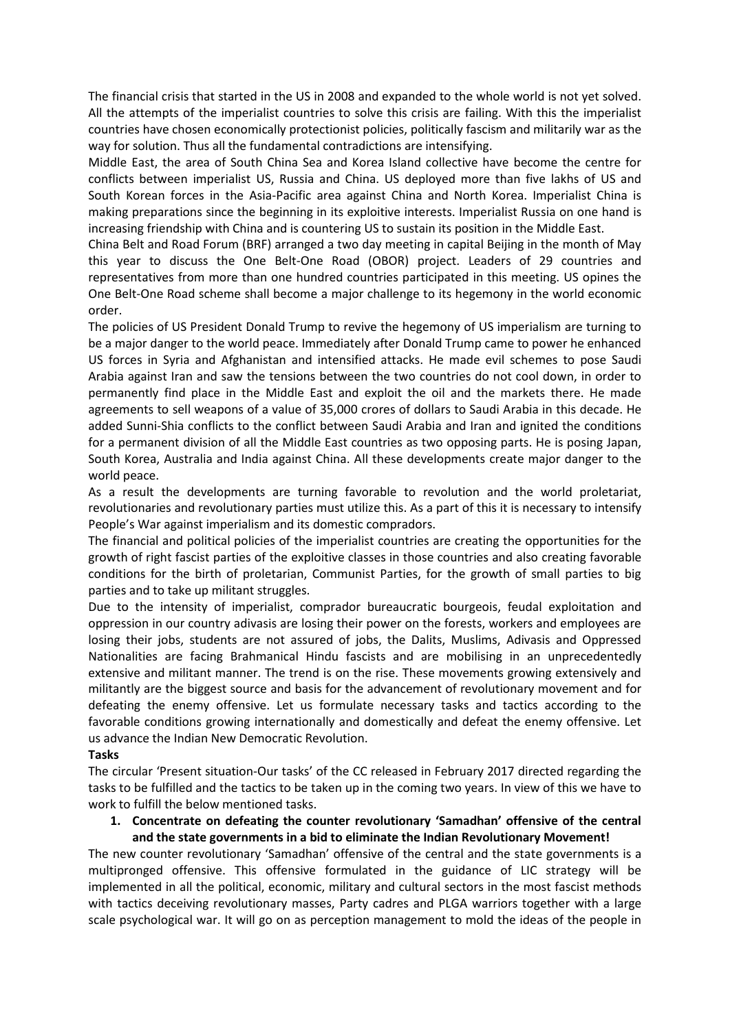The financial crisis that started in the US in 2008 and expanded to the whole world is not yet solved. All the attempts of the imperialist countries to solve this crisis are failing. With this the imperialist countries have chosen economically protectionist policies, politically fascism and militarily war as the way for solution. Thus all the fundamental contradictions are intensifying.

Middle East, the area of South China Sea and Korea Island collective have become the centre for conflicts between imperialist US, Russia and China. US deployed more than five lakhs of US and South Korean forces in the Asia-Pacific area against China and North Korea. Imperialist China is making preparations since the beginning in its exploitive interests. Imperialist Russia on one hand is increasing friendship with China and is countering US to sustain its position in the Middle East.

China Belt and Road Forum (BRF) arranged a two day meeting in capital Beijing in the month of May this year to discuss the One Belt-One Road (OBOR) project. Leaders of 29 countries and representatives from more than one hundred countries participated in this meeting. US opines the One Belt-One Road scheme shall become a major challenge to its hegemony in the world economic order.

The policies of US President Donald Trump to revive the hegemony of US imperialism are turning to be a major danger to the world peace. Immediately after Donald Trump came to power he enhanced US forces in Syria and Afghanistan and intensified attacks. He made evil schemes to pose Saudi Arabia against Iran and saw the tensions between the two countries do not cool down, in order to permanently find place in the Middle East and exploit the oil and the markets there. He made agreements to sell weapons of a value of 35,000 crores of dollars to Saudi Arabia in this decade. He added Sunni-Shia conflicts to the conflict between Saudi Arabia and Iran and ignited the conditions for a permanent division of all the Middle East countries as two opposing parts. He is posing Japan, South Korea, Australia and India against China. All these developments create major danger to the world peace.

As a result the developments are turning favorable to revolution and the world proletariat, revolutionaries and revolutionary parties must utilize this. As a part of this it is necessary to intensify People's War against imperialism and its domestic compradors.

The financial and political policies of the imperialist countries are creating the opportunities for the growth of right fascist parties of the exploitive classes in those countries and also creating favorable conditions for the birth of proletarian, Communist Parties, for the growth of small parties to big parties and to take up militant struggles.

Due to the intensity of imperialist, comprador bureaucratic bourgeois, feudal exploitation and oppression in our country adivasis are losing their power on the forests, workers and employees are losing their jobs, students are not assured of jobs, the Dalits, Muslims, Adivasis and Oppressed Nationalities are facing Brahmanical Hindu fascists and are mobilising in an unprecedentedly extensive and militant manner. The trend is on the rise. These movements growing extensively and militantly are the biggest source and basis for the advancement of revolutionary movement and for defeating the enemy offensive. Let us formulate necessary tasks and tactics according to the favorable conditions growing internationally and domestically and defeat the enemy offensive. Let us advance the Indian New Democratic Revolution.

**Tasks**

The circular 'Present situation-Our tasks' of the CC released in February 2017 directed regarding the tasks to be fulfilled and the tactics to be taken up in the coming two years. In view of this we have to work to fulfill the below mentioned tasks.

1. **Concentrate on defeating the counter revolutionary 'Samadhan' offensive of the central and the state governments in a bid to eliminate the Indian Revolutionary Movement!**

The new counter revolutionary 'Samadhan' offensive of the central and the state governments is a multipronged offensive. This offensive formulated in the guidance of LIC strategy will be implemented in all the political, economic, military and cultural sectors in the most fascist methods with tactics deceiving revolutionary masses, Party cadres and PLGA warriors together with a large scale psychological war. It will go on as perception management to mold the ideas of the people in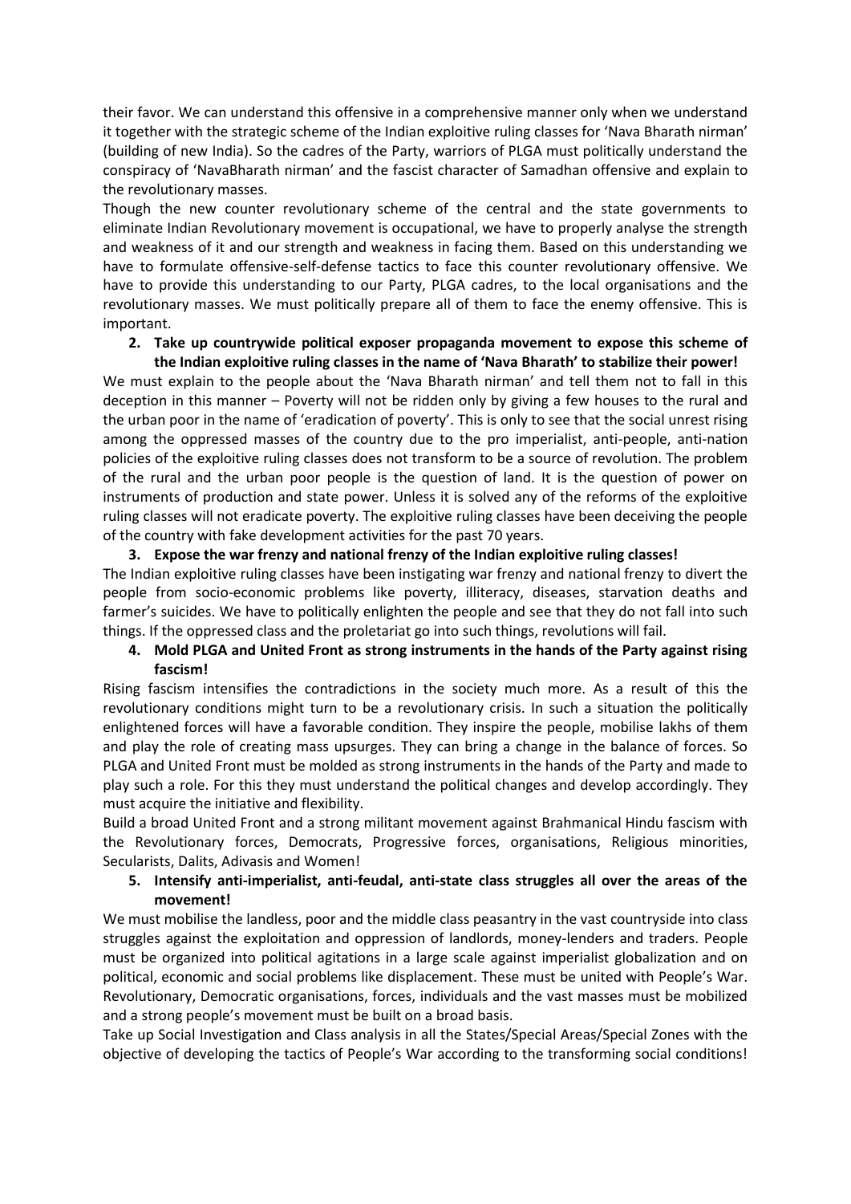their favor. We can understand this offensive in a comprehensive manner only when we understand it together with the strategic scheme of the Indian exploitive ruling classes for 'Nava Bharath nirman' (building of new India). So the cadres of the Party, warriors of PLGA must politically understand the conspiracy of 'NavaBharath nirman' and the fascist character of Samadhan offensive and explain to the revolutionary masses.

Though the new counter revolutionary scheme of the central and the state governments to eliminate Indian Revolutionary movement is occupational, we have to properly analyse the strength and weakness of it and our strength and weakness in facing them. Based on this understanding we have to formulate offensive-self-defense tactics to face this counter revolutionary offensive. We have to provide this understanding to our Party, PLGA cadres, to the local organisations and the revolutionary masses. We must politically prepare all of them to face the enemy offensive. This is important.

2. **Take up countrywide political exposer propaganda movement to expose this scheme of the Indian exploitive ruling classes in the name of 'Nava Bharath' to stabilize their power!**

We must explain to the people about the 'Nava Bharath nirman' and tell them not to fall in this deception in this manner – Poverty will not be ridden only by giving a few houses to the rural and the urban poor in the name of 'eradication of poverty'. This is only to see that the social unrest rising among the oppressed masses of the country due to the pro imperialist, anti-people, anti-nation policies of the exploitive ruling classes does not transform to be a source of revolution. The problem of the rural and the urban poor people is the question of land. It is the question of power on instruments of production and state power. Unless it is solved any of the reforms of the exploitive ruling classes will not eradicate poverty. The exploitive ruling classes have been deceiving the people of the country with fake development activities for the past 70 years.

3. **Expose the war frenzy and national frenzy of the Indian exploitive ruling classes!**

The Indian exploitive ruling classes have been instigating war frenzy and national frenzy to divert the people from socio-economic problems like poverty, illiteracy, diseases, starvation deaths and farmer's suicides. We have to politically enlighten the people and see that they do not fall into such things. If the oppressed class and the proletariat go into such things, revolutions will fail.

4. **Mold PLGA and United Front as strong instruments in the hands of the Party against rising fascism!**

Rising fascism intensifies the contradictions in the society much more. As a result of this the revolutionary conditions might turn to be a revolutionary crisis. In such a situation the politically enlightened forces will have a favorable condition. They inspire the people, mobilise lakhs of them and play the role of creating mass upsurges. They can bring a change in the balance of forces. So PLGA and United Front must be molded as strong instruments in the hands of the Party and made to play such a role. For this they must understand the political changes and develop accordingly. They must acquire the initiative and flexibility.

Build a broad United Front and a strong militant movement against Brahmanical Hindu fascism with the Revolutionary forces, Democrats, Progressive forces, organisations, Religious minorities, Secularists, Dalits, Adivasis and Women!

5. **Intensify anti-imperialist, anti-feudal, anti-state class struggles all over the areas of the movement!**

We must mobilise the landless, poor and the middle class peasantry in the vast countryside into class struggles against the exploitation and oppression of landlords, money-lenders and traders. People must be organized into political agitations in a large scale against imperialist globalization and on political, economic and social problems like displacement. These must be united with People's War. Revolutionary, Democratic organisations, forces, individuals and the vast masses must be mobilized and a strong people's movement must be built on a broad basis.

Take up Social Investigation and Class analysis in all the States/Special Areas/Special Zones with the objective of developing the tactics of People's War according to the transforming social conditions!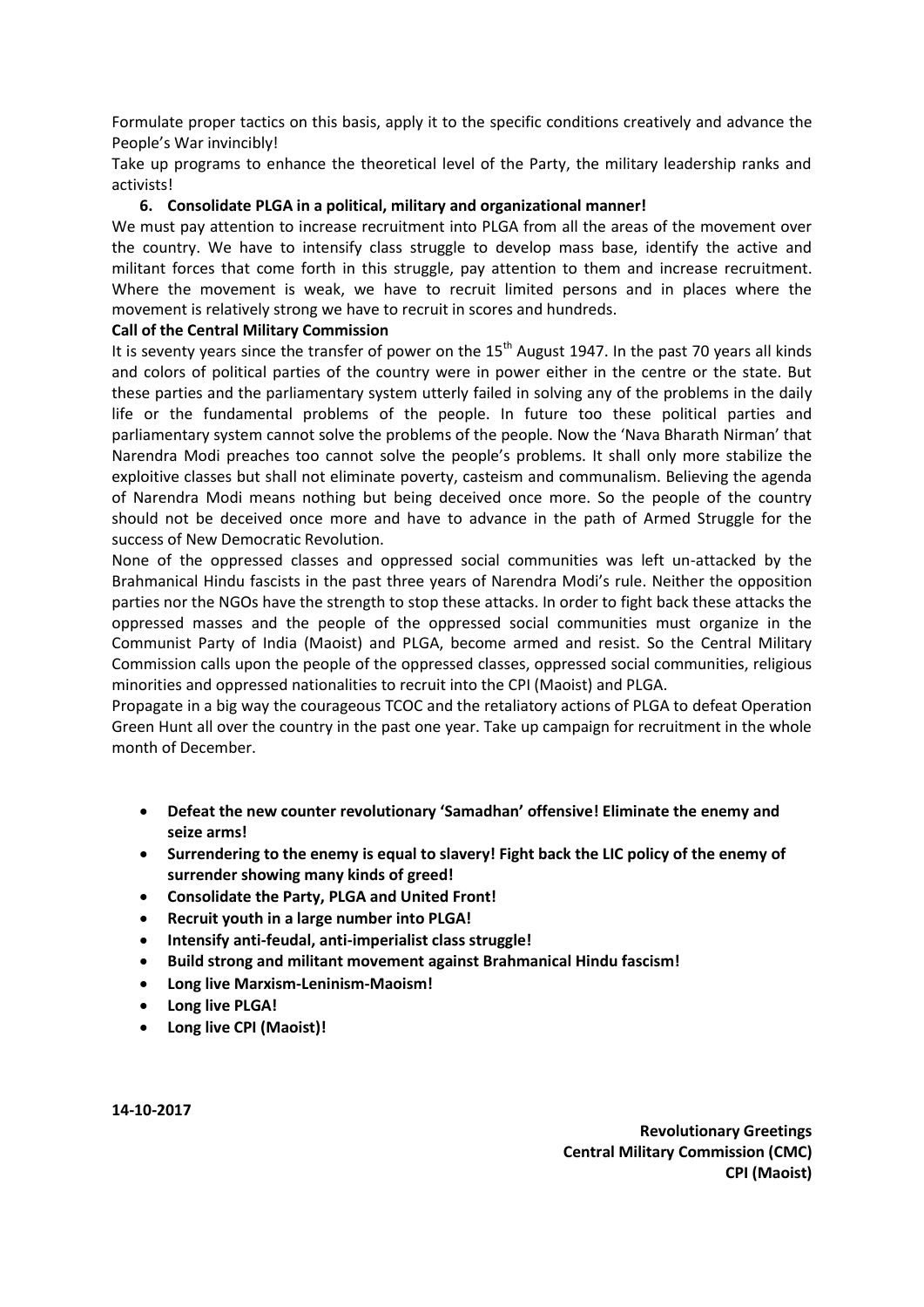Formulate proper tactics on this basis, apply it to the specific conditions creatively and advance the People's War invincibly!

Take up programs to enhance the theoretical level of the Party, the military leadership ranks and activists!

6. **Consolidate PLGA in a political, military and organizational manner!**

We must pay attention to increase recruitment into PLGA from all the areas of the movement over the country. We have to intensify class struggle to develop mass base, identify the active and militant forces that come forth in this struggle, pay attention to them and increase recruitment. Where the movement is weak, we have to recruit limited persons and in places where the movement is relatively strong we have to recruit in scores and hundreds.

**Call of the Central Military Commission**

It is seventy years since the transfer of power on the 15th August 1947. In the past 70 years all kinds and colors of political parties of the country were in power either in the centre or the state. But these parties and the parliamentary system utterly failed in solving any of the problems in the daily life or the fundamental problems of the people. In future too these political parties and parliamentary system cannot solve the problems of the people. Now the 'Nava Bharath Nirman' that Narendra Modi preaches too cannot solve the people's problems. It shall only more stabilize the exploitive classes but shall not eliminate poverty, casteism and communalism. Believing the agenda of Narendra Modi means nothing but being deceived once more. So the people of the country should not be deceived once more and have to advance in the path of Armed Struggle for the success of New Democratic Revolution.

None of the oppressed classes and oppressed social communities was left un-attacked by the Brahmanical Hindu fascists in the past three years of Narendra Modi's rule. Neither the opposition parties nor the NGOs have the strength to stop these attacks. In order to fight back these attacks the oppressed masses and the people of the oppressed social communities must organize in the Communist Party of India (Maoist) and PLGA, become armed and resist. So the Central Military Commission calls upon the people of the oppressed classes, oppressed social communities, religious minorities and oppressed nationalities to recruit into the CPI (Maoist) and PLGA.

Propagate in a big way the courageous TCOC and the retaliatory actions of PLGA to defeat Operation Green Hunt all over the country in the past one year. Take up campaign for recruitment in the whole month of December.

- **Defeat the new counter revolutionary 'Samadhan' offensive! Eliminate the enemy and seize arms!**
- **Surrendering to the enemy is equal to slavery! Fight back the LIC policy of the enemy of surrender showing many kinds of greed!**
- **Consolidate the Party, PLGA and United Front!**
- **Recruit youth in a large number into PLGA!**
- **Intensify anti-feudal, anti-imperialist class struggle!**
- **Build strong and militant movement against Brahmanical Hindu fascism!**
- **Long live Marxism-Leninism-Maoism!**
- **Long live PLGA!**
- **Long live CPI (Maoist)!**

**14-10-2017**

**Revolutionary Greetings**
**Central Military Commission (CMC)**
**CPI (Maoist)**